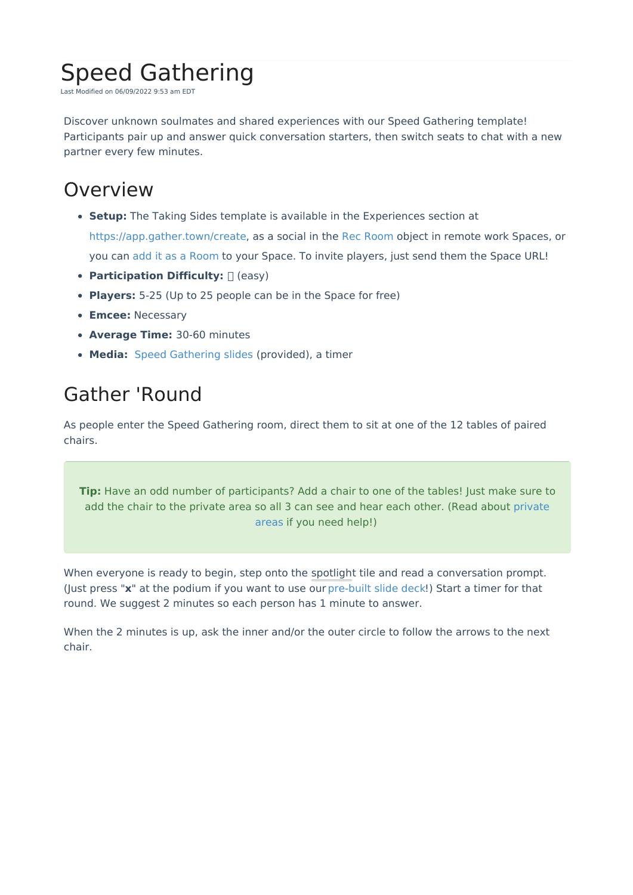# Speed Gathering

Last Modified on 06/09/2022 9:53 am EDT

Discover unknown soulmates and shared experiences with our Speed Gathering template! Participants pair up and answer quick conversation starters, then switch seats to chat with a new partner every few minutes.

## Overview

- **Setup:** The Taking Sides template is available in the Experiences section at https://app.gather.town/create, as a social in the Rec Room object in remote work Spaces, or you can add it as a Room to your Space. To invite players, just send them the Space URL!
- **Participation Difficulty:** (easy)
- **Players:** 5-25 (Up to 25 people can be in the Space for free)
- **Emcee:** Necessary
- **Average Time:** 30-60 minutes
- **Media:** Speed Gathering slides (provided), a timer

## Gather 'Round

As people enter the Speed Gathering room, direct them to sit at one of the 12 tables of paired chairs.

> **Tip:** Have an odd number of participants? Add a chair to one of the tables! Just make sure to add the chair to the private area so all 3 can see and hear each other. (Read about private areas if you need help!)

When everyone is ready to begin, step onto the spotlight tile and read a conversation prompt. (Just press "**x**" at the podium if you want to use our pre-built slide deck!) Start a timer for that round. We suggest 2 minutes so each person has 1 minute to answer.

When the 2 minutes is up, ask the inner and/or the outer circle to follow the arrows to the next chair.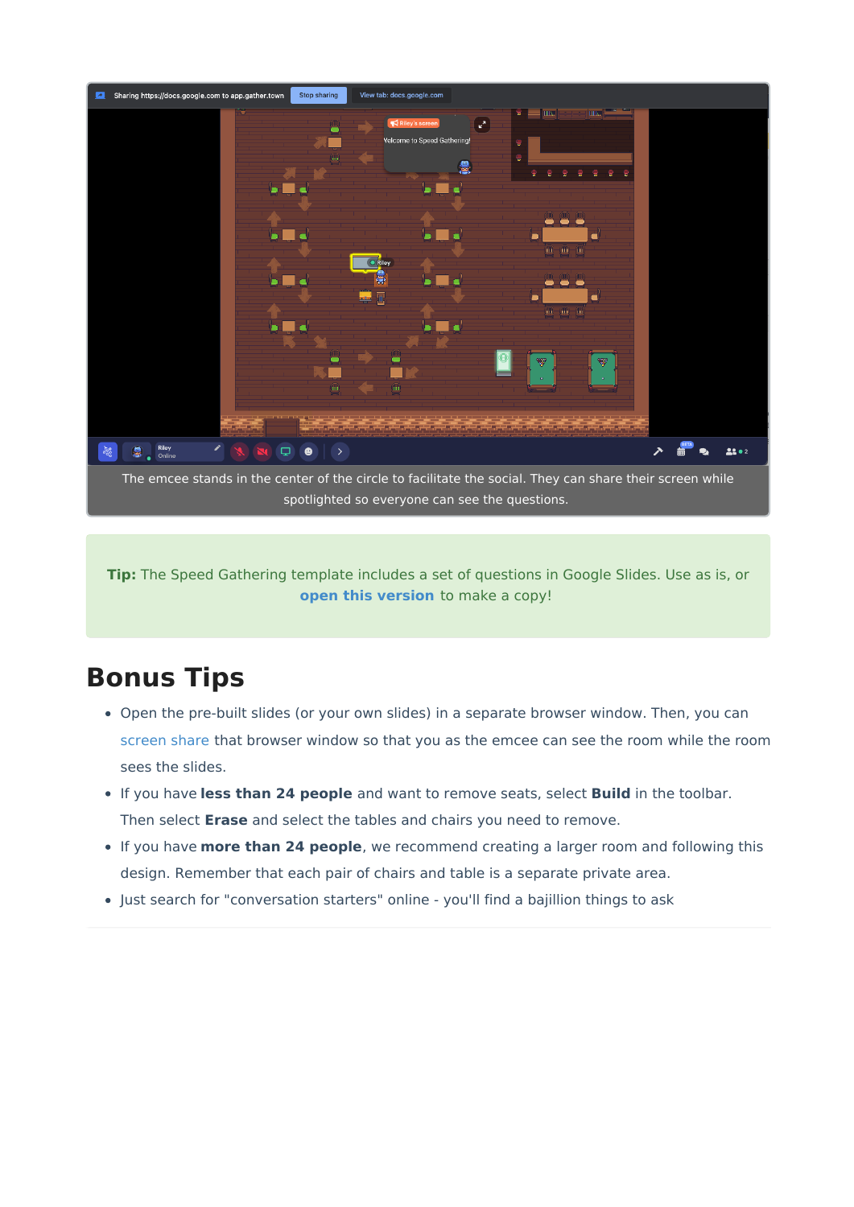The emcee stands in the center of the circle to facilitate the social. They can share their screen while spotlighted so everyone can see the questions.

**Tip:** The Speed Gathering template includes a set of questions in Google Slides. Use as is, or **open this version** to make a copy!

# Bonus Tips

- Open the pre-built slides (or your own slides) in a separate browser window. Then, you can screen share that browser window so that you as the emcee can see the room while the room sees the slides.
- If you have **less than 24 people** and want to remove seats, select **Build** in the toolbar. Then select **Erase** and select the tables and chairs you need to remove.
- If you have **more than 24 people**, we recommend creating a larger room and following this design. Remember that each pair of chairs and table is a separate private area.
- Just search for "conversation starters" online - you'll find a bajillion things to ask